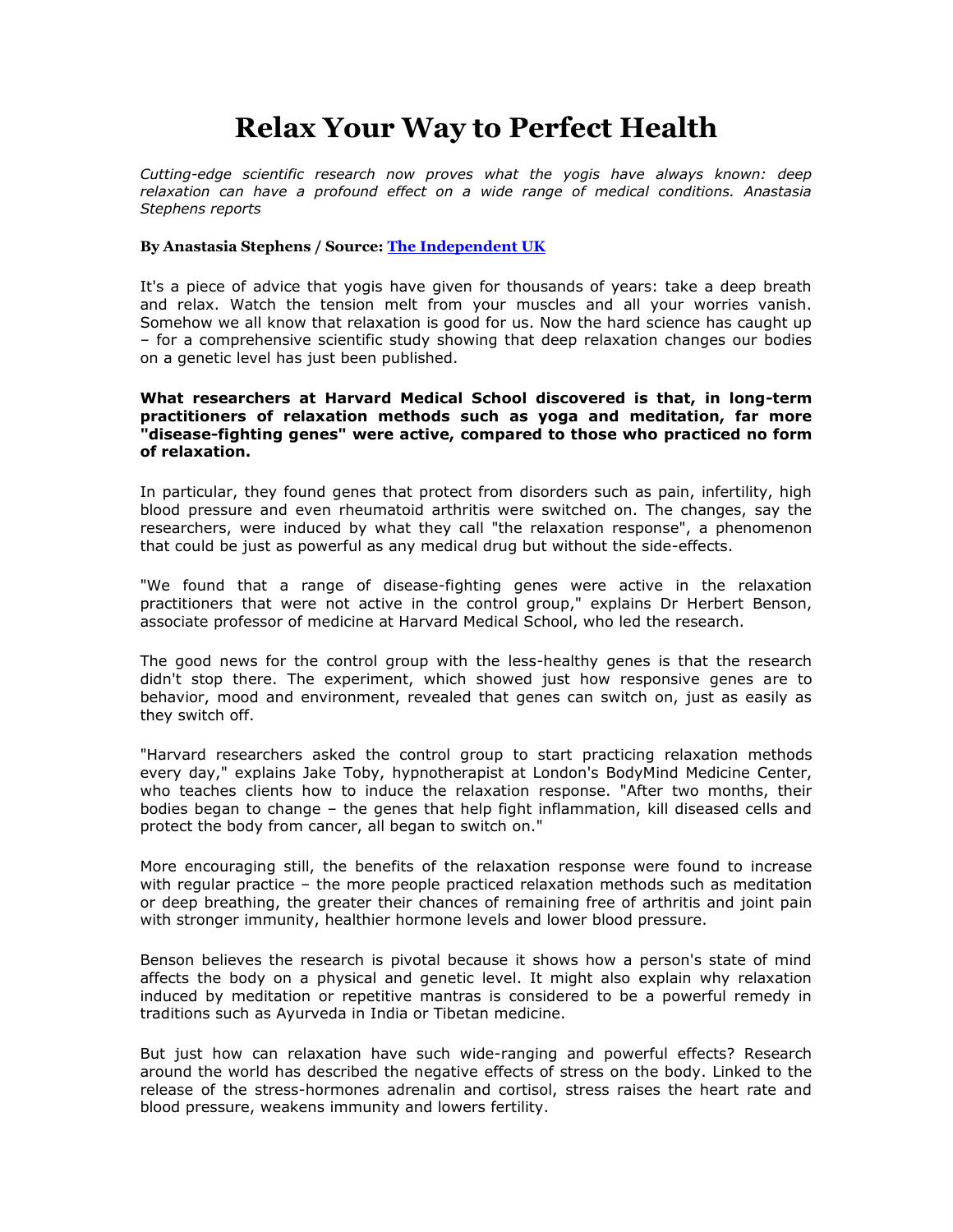# Relax Your Way to Perfect Health

*Cutting-edge scientific research now proves what the yogis have always known: deep relaxation can have a profound effect on a wide range of medical conditions. Anastasia Stephens reports*

**By Anastasia Stephens / Source: [The Independent UK]()**

It's a piece of advice that yogis have given for thousands of years: take a deep breath and relax. Watch the tension melt from your muscles and all your worries vanish. Somehow we all know that relaxation is good for us. Now the hard science has caught up – for a comprehensive scientific study showing that deep relaxation changes our bodies on a genetic level has just been published.

**What researchers at Harvard Medical School discovered is that, in long-term practitioners of relaxation methods such as yoga and meditation, far more "disease-fighting genes" were active, compared to those who practiced no form of relaxation.**

In particular, they found genes that protect from disorders such as pain, infertility, high blood pressure and even rheumatoid arthritis were switched on. The changes, say the researchers, were induced by what they call "the relaxation response", a phenomenon that could be just as powerful as any medical drug but without the side-effects.

"We found that a range of disease-fighting genes were active in the relaxation practitioners that were not active in the control group," explains Dr Herbert Benson, associate professor of medicine at Harvard Medical School, who led the research.

The good news for the control group with the less-healthy genes is that the research didn't stop there. The experiment, which showed just how responsive genes are to behavior, mood and environment, revealed that genes can switch on, just as easily as they switch off.

"Harvard researchers asked the control group to start practicing relaxation methods every day," explains Jake Toby, hypnotherapist at London's BodyMind Medicine Center, who teaches clients how to induce the relaxation response. "After two months, their bodies began to change – the genes that help fight inflammation, kill diseased cells and protect the body from cancer, all began to switch on."

More encouraging still, the benefits of the relaxation response were found to increase with regular practice – the more people practiced relaxation methods such as meditation or deep breathing, the greater their chances of remaining free of arthritis and joint pain with stronger immunity, healthier hormone levels and lower blood pressure.

Benson believes the research is pivotal because it shows how a person's state of mind affects the body on a physical and genetic level. It might also explain why relaxation induced by meditation or repetitive mantras is considered to be a powerful remedy in traditions such as Ayurveda in India or Tibetan medicine.

But just how can relaxation have such wide-ranging and powerful effects? Research around the world has described the negative effects of stress on the body. Linked to the release of the stress-hormones adrenalin and cortisol, stress raises the heart rate and blood pressure, weakens immunity and lowers fertility.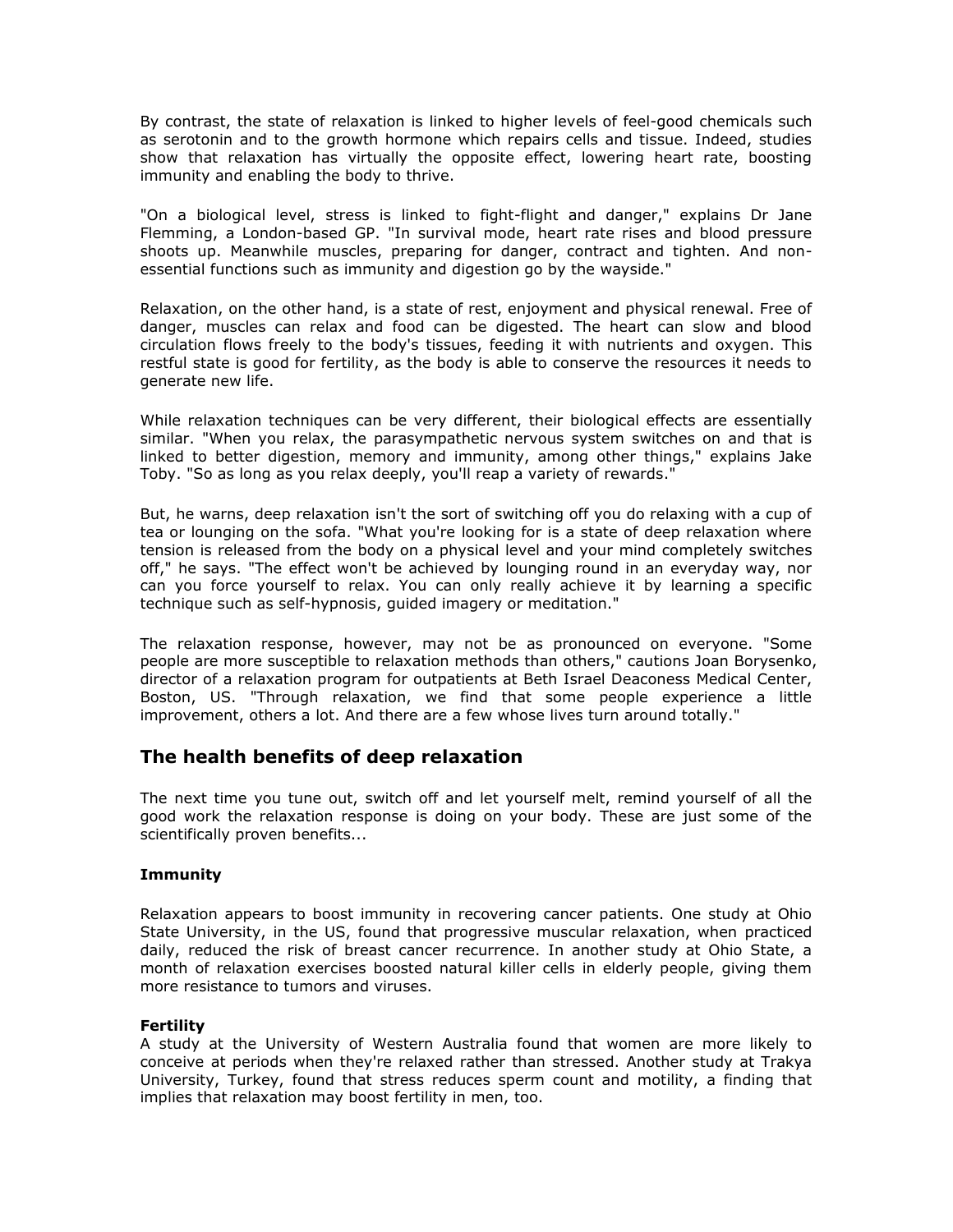By contrast, the state of relaxation is linked to higher levels of feel-good chemicals such as serotonin and to the growth hormone which repairs cells and tissue. Indeed, studies show that relaxation has virtually the opposite effect, lowering heart rate, boosting immunity and enabling the body to thrive.

"On a biological level, stress is linked to fight-flight and danger," explains Dr Jane Flemming, a London-based GP. "In survival mode, heart rate rises and blood pressure shoots up. Meanwhile muscles, preparing for danger, contract and tighten. And non-essential functions such as immunity and digestion go by the wayside."

Relaxation, on the other hand, is a state of rest, enjoyment and physical renewal. Free of danger, muscles can relax and food can be digested. The heart can slow and blood circulation flows freely to the body's tissues, feeding it with nutrients and oxygen. This restful state is good for fertility, as the body is able to conserve the resources it needs to generate new life.

While relaxation techniques can be very different, their biological effects are essentially similar. "When you relax, the parasympathetic nervous system switches on and that is linked to better digestion, memory and immunity, among other things," explains Jake Toby. "So as long as you relax deeply, you'll reap a variety of rewards."

But, he warns, deep relaxation isn't the sort of switching off you do relaxing with a cup of tea or lounging on the sofa. "What you're looking for is a state of deep relaxation where tension is released from the body on a physical level and your mind completely switches off," he says. "The effect won't be achieved by lounging round in an everyday way, nor can you force yourself to relax. You can only really achieve it by learning a specific technique such as self-hypnosis, guided imagery or meditation."

The relaxation response, however, may not be as pronounced on everyone. "Some people are more susceptible to relaxation methods than others," cautions Joan Borysenko, director of a relaxation program for outpatients at Beth Israel Deaconess Medical Center, Boston, US. "Through relaxation, we find that some people experience a little improvement, others a lot. And there are a few whose lives turn around totally."

## The health benefits of deep relaxation

The next time you tune out, switch off and let yourself melt, remind yourself of all the good work the relaxation response is doing on your body. These are just some of the scientifically proven benefits...

**Immunity**

Relaxation appears to boost immunity in recovering cancer patients. One study at Ohio State University, in the US, found that progressive muscular relaxation, when practiced daily, reduced the risk of breast cancer recurrence. In another study at Ohio State, a month of relaxation exercises boosted natural killer cells in elderly people, giving them more resistance to tumors and viruses.

**Fertility**

A study at the University of Western Australia found that women are more likely to conceive at periods when they're relaxed rather than stressed. Another study at Trakya University, Turkey, found that stress reduces sperm count and motility, a finding that implies that relaxation may boost fertility in men, too.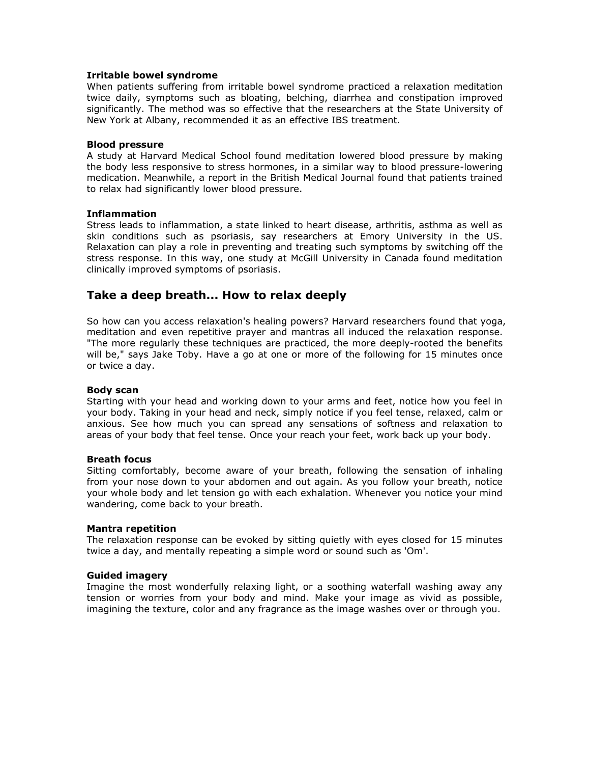**Irritable bowel syndrome**
When patients suffering from irritable bowel syndrome practiced a relaxation meditation twice daily, symptoms such as bloating, belching, diarrhea and constipation improved significantly. The method was so effective that the researchers at the State University of New York at Albany, recommended it as an effective IBS treatment.

**Blood pressure**
A study at Harvard Medical School found meditation lowered blood pressure by making the body less responsive to stress hormones, in a similar way to blood pressure-lowering medication. Meanwhile, a report in the British Medical Journal found that patients trained to relax had significantly lower blood pressure.

**Inflammation**
Stress leads to inflammation, a state linked to heart disease, arthritis, asthma as well as skin conditions such as psoriasis, say researchers at Emory University in the US. Relaxation can play a role in preventing and treating such symptoms by switching off the stress response. In this way, one study at McGill University in Canada found meditation clinically improved symptoms of psoriasis.

## Take a deep breath... How to relax deeply

So how can you access relaxation's healing powers? Harvard researchers found that yoga, meditation and even repetitive prayer and mantras all induced the relaxation response. "The more regularly these techniques are practiced, the more deeply-rooted the benefits will be," says Jake Toby. Have a go at one or more of the following for 15 minutes once or twice a day.

**Body scan**
Starting with your head and working down to your arms and feet, notice how you feel in your body. Taking in your head and neck, simply notice if you feel tense, relaxed, calm or anxious. See how much you can spread any sensations of softness and relaxation to areas of your body that feel tense. Once your reach your feet, work back up your body.

**Breath focus**
Sitting comfortably, become aware of your breath, following the sensation of inhaling from your nose down to your abdomen and out again. As you follow your breath, notice your whole body and let tension go with each exhalation. Whenever you notice your mind wandering, come back to your breath.

**Mantra repetition**
The relaxation response can be evoked by sitting quietly with eyes closed for 15 minutes twice a day, and mentally repeating a simple word or sound such as 'Om'.

**Guided imagery**
Imagine the most wonderfully relaxing light, or a soothing waterfall washing away any tension or worries from your body and mind. Make your image as vivid as possible, imagining the texture, color and any fragrance as the image washes over or through you.